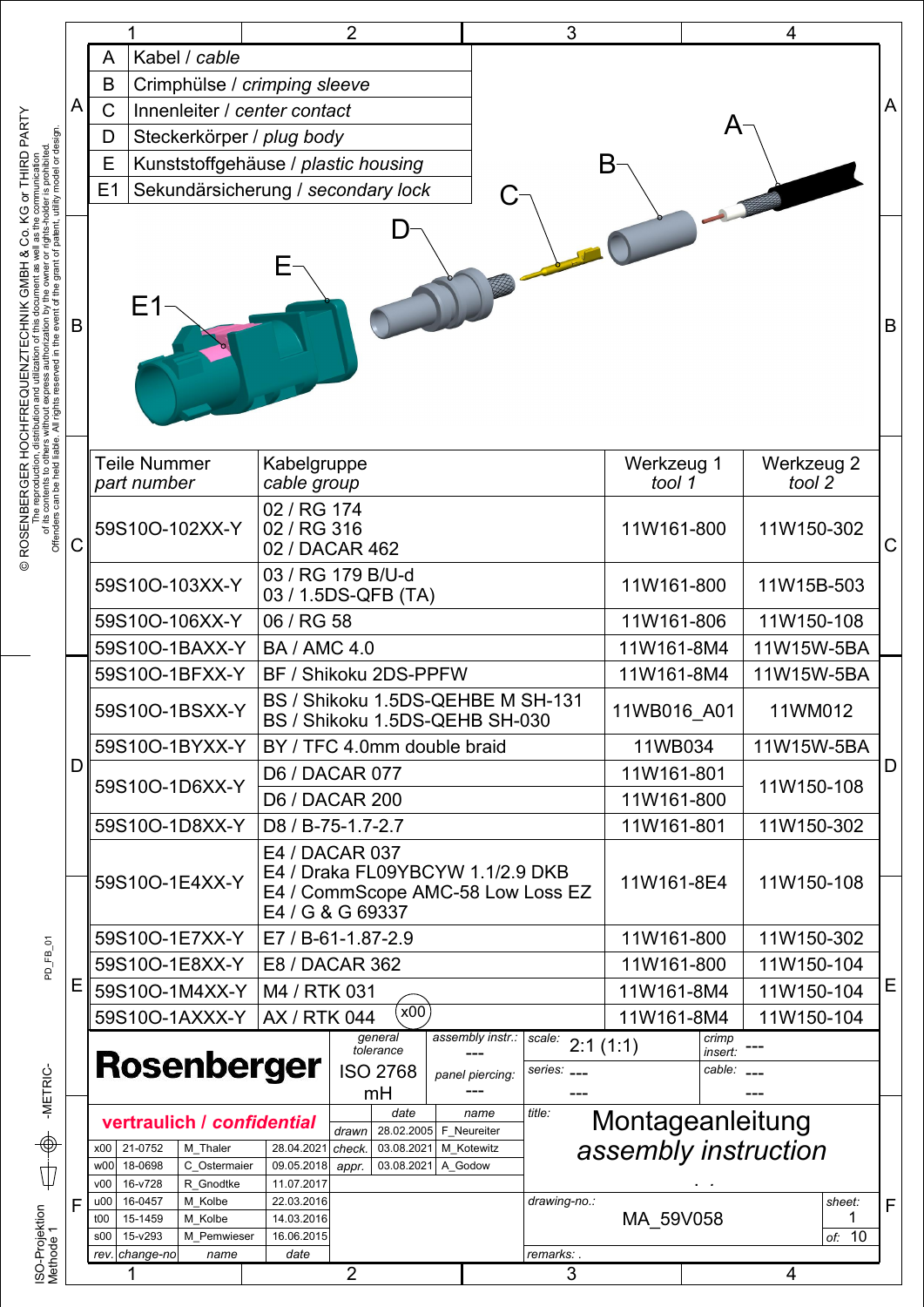| | |
|---|---|
| A | Kabel / *cable* |
| B | Crimphülse / *crimping sleeve* |
| C | Innenleiter / *center contact* |
| D | Steckerkörper / *plug body* |
| E | Kunststoffgehäuse / *plastic housing* |
| E1 | Sekundärsicherung / *secondary lock* |

| Teile Nummer *part number* | Kabelgruppe *cable group* | Werkzeug 1 *tool 1* | Werkzeug 2 *tool 2* |
|---|---|---|---|
| 59S10O-102XX-Y | 02 / RG 174<br>02 / RG 316<br>02 / DACAR 462 | 11W161-800 | 11W150-302 |
| 59S10O-103XX-Y | 03 / RG 179 B/U-d<br>03 / 1.5DS-QFB (TA) | 11W161-800 | 11W15B-503 |
| 59S10O-106XX-Y | 06 / RG 58 | 11W161-806 | 11W150-108 |
| 59S10O-1BAXX-Y | BA / AMC 4.0 | 11W161-8M4 | 11W15W-5BA |
| 59S10O-1BFXX-Y | BF / Shikoku 2DS-PPFW | 11W161-8M4 | 11W15W-5BA |
| 59S10O-1BSXX-Y | BS / Shikoku 1.5DS-QEHBE M SH-131<br>BS / Shikoku 1.5DS-QEHB SH-030 | 11WB016_A01 | 11WM012 |
| 59S10O-1BYXX-Y | BY / TFC 4.0mm double braid | 11WB034 | 11W15W-5BA |
| 59S10O-1D6XX-Y | D6 / DACAR 077 | 11W161-801 | 11W150-108 |
| | D6 / DACAR 200 | 11W161-800 | |
| 59S10O-1D8XX-Y | D8 / B-75-1.7-2.7 | 11W161-801 | 11W150-302 |
| 59S10O-1E4XX-Y | E4 / DACAR 037<br>E4 / Draka FL09YBCYW 1.1/2.9 DKB<br>E4 / CommScope AMC-58 Low Loss EZ<br>E4 / G & G 69337 | 11W161-8E4 | 11W150-108 |
| 59S10O-1E7XX-Y | E7 / B-61-1.87-2.9 | 11W161-800 | 11W150-302 |
| 59S10O-1E8XX-Y | E8 / DACAR 362 | 11W161-800 | 11W150-104 |
| 59S10O-1M4XX-Y | M4 / RTK 031 | 11W161-8M4 | 11W150-104 |
| 59S10O-1AXXX-Y | AX / RTK 044 (x00) | 11W161-8M4 | 11W150-104 |

**Rosenberger**

general tolerance: ISO 2768 mH | assembly instr.: --- | panel piercing: --- | scale: 2:1 (1:1) | crimp insert: --- | series: --- | cable: ---

**vertraulich / *confidential***

| | date | name |
|---|---|---|
| drawn | 28.02.2005 | F_Neureiter |
| check. | 03.08.2021 | M_Kotewitz |
| appr. | 03.08.2021 | A_Godow |

| rev. | change-no | name | date |
|---|---|---|---|
| x00 | 21-0752 | M_Thaler | 28.04.2021 |
| w00 | 18-0698 | C_Ostermaier | 09.05.2018 |
| v00 | 16-v728 | R_Gnodtke | 11.07.2017 |
| u00 | 16-0457 | M_Kolbe | 22.03.2016 |
| t00 | 15-1459 | M_Kolbe | 14.03.2016 |
| s00 | 15-v293 | M_Pemwieser | 16.06.2015 |

title: Montageanleitung *assembly instruction*

drawing-no.: MA_59V058

sheet: 1 of: 10

remarks: .

© ROSENBERGER HOCHFREQUENZTECHNIK GMBH & Co. KG or THIRD PARTY. The reproduction, distribution and utilization of this document as well as the communication of its contents to others without express authorization by the owner or rights-holder is prohibited. Offenders can be held liable. All rights reserved in the event of the grant of patent, utility model or design.

PD_FB_01 -METRIC- ISO-Projektion Methode 1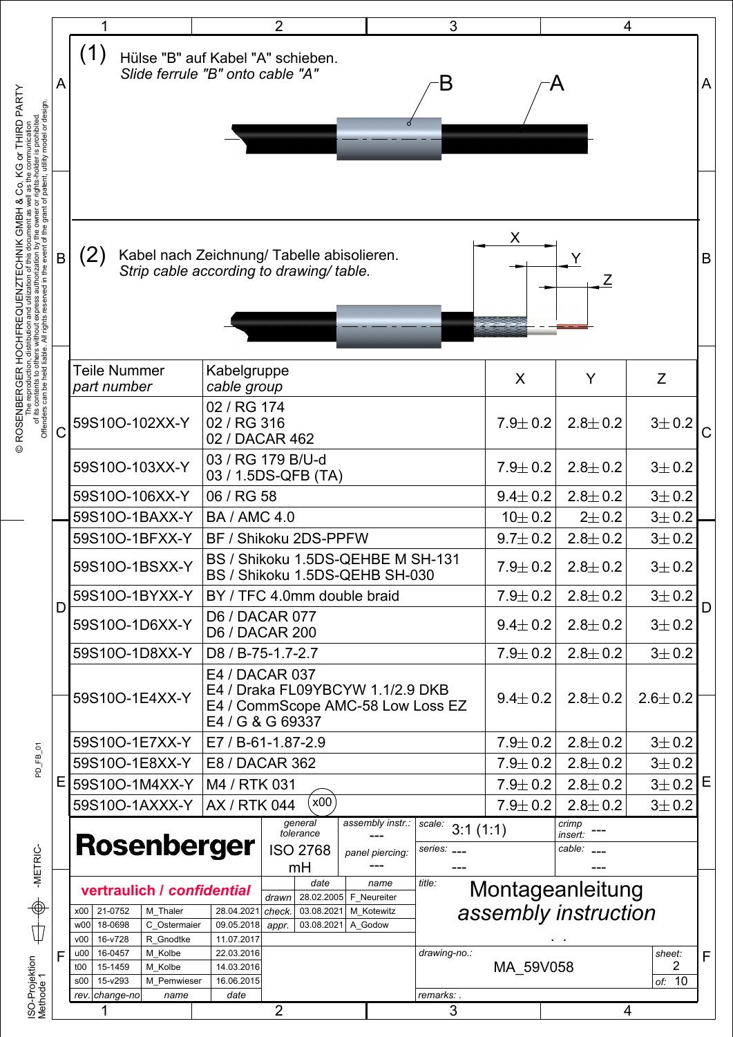(1) Hülse "B" auf Kabel "A" schieben.
*Slide ferrule "B" onto cable "A"*

B A

(2) Kabel nach Zeichnung/ Tabelle abisolieren.
*Strip cable according to drawing/ table.*

X Y Z

| Teile Nummer *part number* | Kabelgruppe *cable group* | X | Y | Z |
|---|---|---|---|---|
| 59S10O-102XX-Y | 02 / RG 174<br>02 / RG 316<br>02 / DACAR 462 | 7.9± 0.2 | 2.8± 0.2 | 3± 0.2 |
| 59S10O-103XX-Y | 03 / RG 179 B/U-d<br>03 / 1.5DS-QFB (TA) | 7.9± 0.2 | 2.8± 0.2 | 3± 0.2 |
| 59S10O-106XX-Y | 06 / RG 58 | 9.4± 0.2 | 2.8± 0.2 | 3± 0.2 |
| 59S10O-1BAXX-Y | BA / AMC 4.0 | 10± 0.2 | 2± 0.2 | 3± 0.2 |
| 59S10O-1BFXX-Y | BF / Shikoku 2DS-PPFW | 9.7± 0.2 | 2.8± 0.2 | 3± 0.2 |
| 59S10O-1BSXX-Y | BS / Shikoku 1.5DS-QEHBE M SH-131<br>BS / Shikoku 1.5DS-QEHB SH-030 | 7.9± 0.2 | 2.8± 0.2 | 3± 0.2 |
| 59S10O-1BYXX-Y | BY / TFC 4.0mm double braid | 7.9± 0.2 | 2.8± 0.2 | 3± 0.2 |
| 59S10O-1D6XX-Y | D6 / DACAR 077<br>D6 / DACAR 200 | 9.4± 0.2 | 2.8± 0.2 | 3± 0.2 |
| 59S10O-1D8XX-Y | D8 / B-75-1.7-2.7 | 7.9± 0.2 | 2.8± 0.2 | 3± 0.2 |
| 59S10O-1E4XX-Y | E4 / DACAR 037<br>E4 / Draka FL09YBCYW 1.1/2.9 DKB<br>E4 / CommScope AMC-58 Low Loss EZ<br>E4 / G & G 69337 | 9.4± 0.2 | 2.8± 0.2 | 2.6± 0.2 |
| 59S10O-1E7XX-Y | E7 / B-61-1.87-2.9 | 7.9± 0.2 | 2.8± 0.2 | 3± 0.2 |
| 59S10O-1E8XX-Y | E8 / DACAR 362 | 7.9± 0.2 | 2.8± 0.2 | 3± 0.2 |
| 59S10O-1M4XX-Y | M4 / RTK 031 | 7.9± 0.2 | 2.8± 0.2 | 3± 0.2 |
| 59S10O-1AXXX-Y | AX / RTK 044 (x00) | 7.9± 0.2 | 2.8± 0.2 | 3± 0.2 |

**Rosenberger**

general tolerance: ISO 2768 mH
assembly instr.: ---
panel piercing: ---
scale: 3:1 (1:1)
series: --- ---
crimp insert: ---
cable: --- ---

**vertraulich / *confidential***

| | date | name |
|---|---|---|
| drawn | 28.02.2005 | F_Neureiter |
| check. | 03.08.2021 | M_Kotewitz |
| appr. | 03.08.2021 | A_Godow |

title: Montageanleitung *assembly instruction*

drawing-no.: MA_59V058

sheet: 2 of: 10

| rev. | change-no | name | date |
|---|---|---|---|
| x00 | 21-0752 | M_Thaler | 28.04.2021 |
| w00 | 18-0698 | C_Ostermaier | 09.05.2018 |
| v00 | 16-v728 | R_Gnodtke | 11.07.2017 |
| u00 | 16-0457 | M_Kolbe | 22.03.2016 |
| t00 | 15-1459 | M_Kolbe | 14.03.2016 |
| s00 | 15-v293 | M_Pemwieser | 16.06.2015 |

remarks: .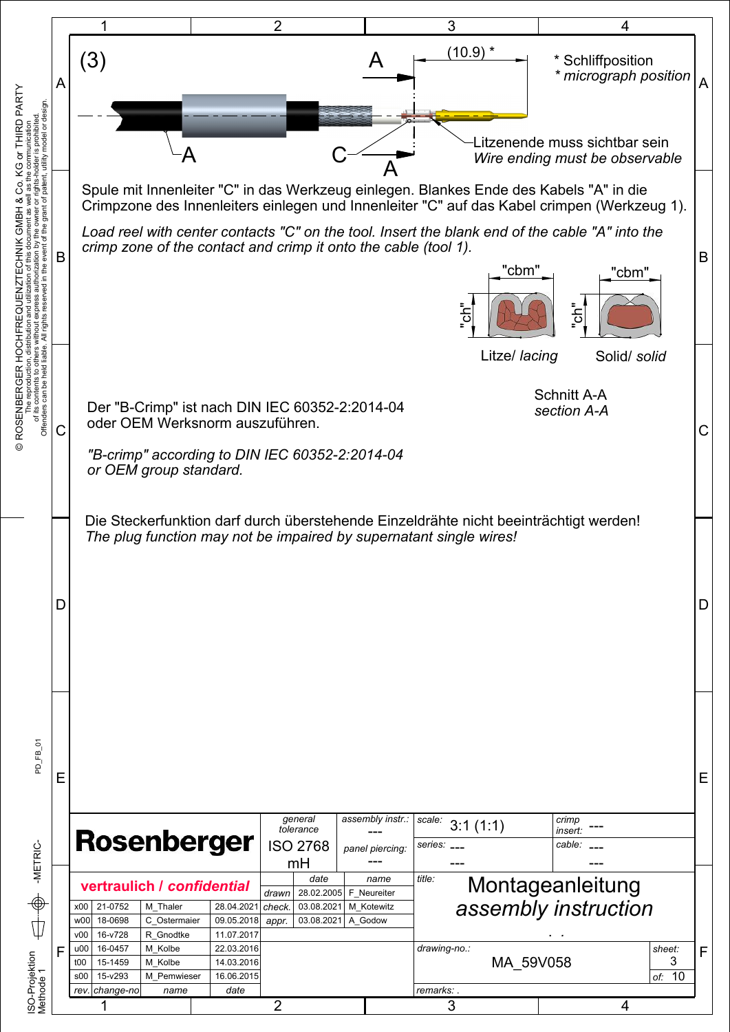(3)

(10.9) *

* Schliffposition
* *micrograph position*

Litzenende muss sichtbar sein
*Wire ending must be observable*

Spule mit Innenleiter "C" in das Werkzeug einlegen. Blankes Ende des Kabels "A" in die Crimpzone des Innenleiters einlegen und Innenleiter "C" auf das Kabel crimpen (Werkzeug 1).

*Load reel with center contacts "C" on the tool. Insert the blank end of the cable "A" into the crimp zone of the contact and crimp it onto the cable (tool 1).*

"cbm" "ch" Litze/ *lacing*

"cbm" "ch" Solid/ *solid*

Schnitt A-A
*section A-A*

Der "B-Crimp" ist nach DIN IEC 60352-2:2014-04 oder OEM Werksnorm auszuführen.

*"B-crimp" according to DIN IEC 60352-2:2014-04 or OEM group standard.*

Die Steckerfunktion darf durch überstehende Einzeldrähte nicht beeinträchtigt werden!
*The plug function may not be impaired by supernatant single wires!*

| Rosenberger | general tolerance: ISO 2768 mH | assembly instr.: --- | scale: 3:1 (1:1) | crimp insert: --- |
|---|---|---|---|---|
| | | panel piercing: --- | series: --- | cable: --- |

**vertraulich / *confidential***

| rev. | change-no | name | date |
|---|---|---|---|
| x00 | 21-0752 | M_Thaler | 28.04.2021 |
| w00 | 18-0698 | C_Ostermaier | 09.05.2018 |
| v00 | 16-v728 | R_Gnodtke | 11.07.2017 |
| u00 | 16-0457 | M_Kolbe | 22.03.2016 |
| t00 | 15-1459 | M_Kolbe | 14.03.2016 |
| s00 | 15-v293 | M_Pemwieser | 16.06.2015 |

| | date | name |
|---|---|---|
| drawn | 28.02.2005 | F_Neureiter |
| check. | 03.08.2021 | M_Kotewitz |
| appr. | 03.08.2021 | A_Godow |

title: Montageanleitung
*assembly instruction*

drawing-no.: MA_59V058

sheet: 3 of: 10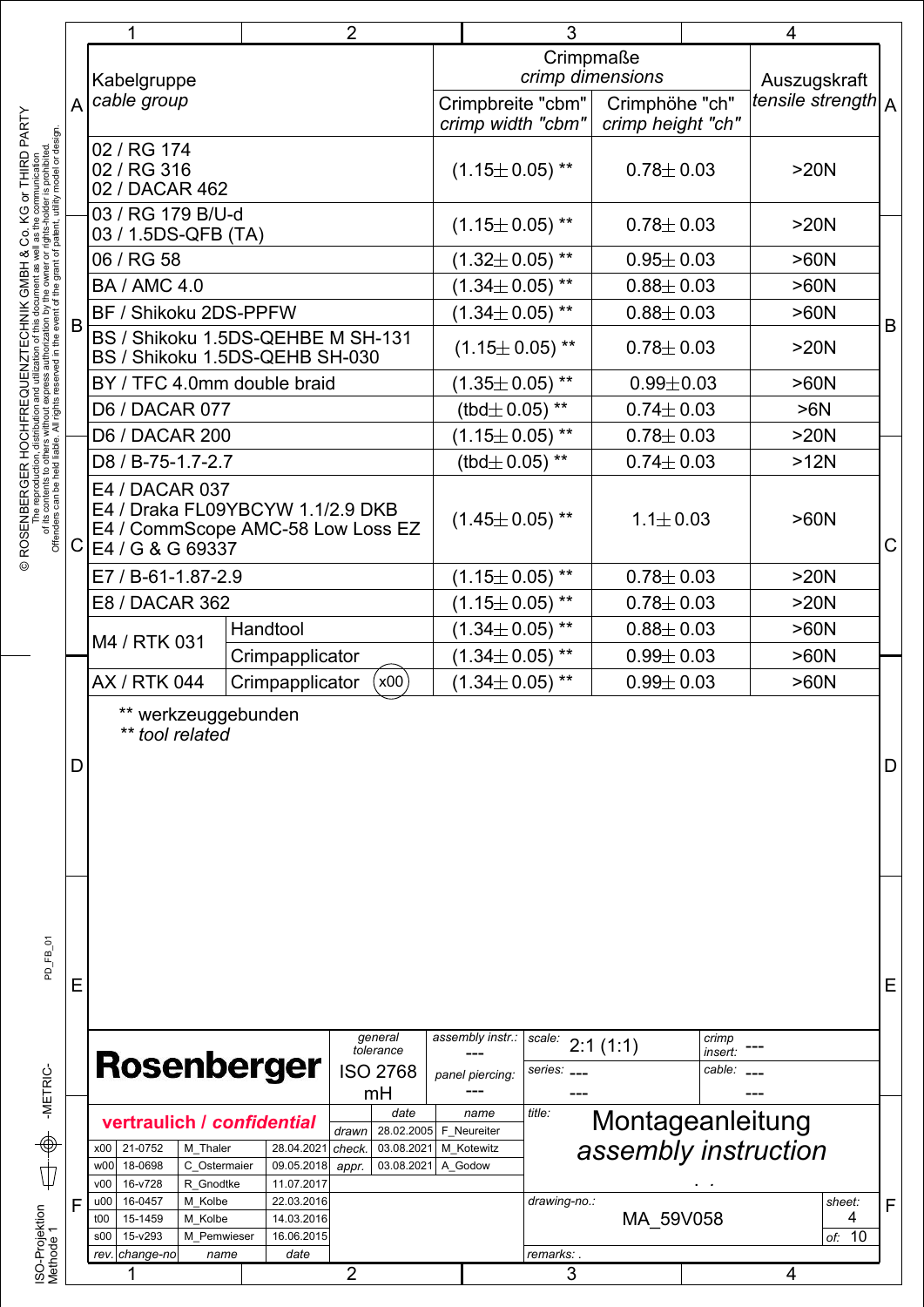| Kabelgruppe *cable group* | | Crimpmaße *crimp dimensions* | | Auszugskraft *tensile strength* |
|---|---|---|---|---|
| | | Crimpbreite "cbm" *crimp width "cbm"* | Crimphöhe "ch" *crimp height "ch"* | |
| 02 / RG 174<br>02 / RG 316<br>02 / DACAR 462 | | (1.15± 0.05) ** | 0.78± 0.03 | >20N |
| 03 / RG 179 B/U-d<br>03 / 1.5DS-QFB (TA) | | (1.15± 0.05) ** | 0.78± 0.03 | >20N |
| 06 / RG 58 | | (1.32± 0.05) ** | 0.95± 0.03 | >60N |
| BA / AMC 4.0 | | (1.34± 0.05) ** | 0.88± 0.03 | >60N |
| BF / Shikoku 2DS-PPFW | | (1.34± 0.05) ** | 0.88± 0.03 | >60N |
| BS / Shikoku 1.5DS-QEHBE M SH-131<br>BS / Shikoku 1.5DS-QEHB SH-030 | | (1.15± 0.05) ** | 0.78± 0.03 | >20N |
| BY / TFC 4.0mm double braid | | (1.35± 0.05) ** | 0.99± 0.03 | >60N |
| D6 / DACAR 077 | | (tbd± 0.05) ** | 0.74± 0.03 | >6N |
| D6 / DACAR 200 | | (1.15± 0.05) ** | 0.78± 0.03 | >20N |
| D8 / B-75-1.7-2.7 | | (tbd± 0.05) ** | 0.74± 0.03 | >12N |
| E4 / DACAR 037<br>E4 / Draka FL09YBCYW 1.1/2.9 DKB<br>E4 / CommScope AMC-58 Low Loss EZ<br>E4 / G & G 69337 | | (1.45± 0.05) ** | 1.1± 0.03 | >60N |
| E7 / B-61-1.87-2.9 | | (1.15± 0.05) ** | 0.78± 0.03 | >20N |
| E8 / DACAR 362 | | (1.15± 0.05) ** | 0.78± 0.03 | >20N |
| M4 / RTK 031 | Handtool | (1.34± 0.05) ** | 0.88± 0.03 | >60N |
| | Crimpapplicator | (1.34± 0.05) ** | 0.99± 0.03 | >60N |
| AX / RTK 044 | Crimpapplicator (x00) | (1.34± 0.05) ** | 0.99± 0.03 | >60N |

** werkzeuggebunden
*** tool related*

**Rosenberger**

general tolerance: ISO 2768 mH

assembly instr.: ---
panel piercing: ---

scale: 2:1 (1:1)
series: ---
crimp insert: ---
cable: ---

**vertraulich / *confidential***

| | date | name |
|---|---|---|
| drawn | 28.02.2005 | F_Neureiter |
| check. | 03.08.2021 | M_Kotewitz |
| appr. | 03.08.2021 | A_Godow |

| rev. | change-no | name | date |
|---|---|---|---|
| x00 | 21-0752 | M_Thaler | 28.04.2021 |
| w00 | 18-0698 | C_Ostermaier | 09.05.2018 |
| v00 | 16-v728 | R_Gnodtke | 11.07.2017 |
| u00 | 16-0457 | M_Kolbe | 22.03.2016 |
| t00 | 15-1459 | M_Kolbe | 14.03.2016 |
| s00 | 15-v293 | M_Pemwieser | 16.06.2015 |

title: Montageanleitung *assembly instruction*

drawing-no.: MA_59V058

sheet: 4 of: 10

remarks: .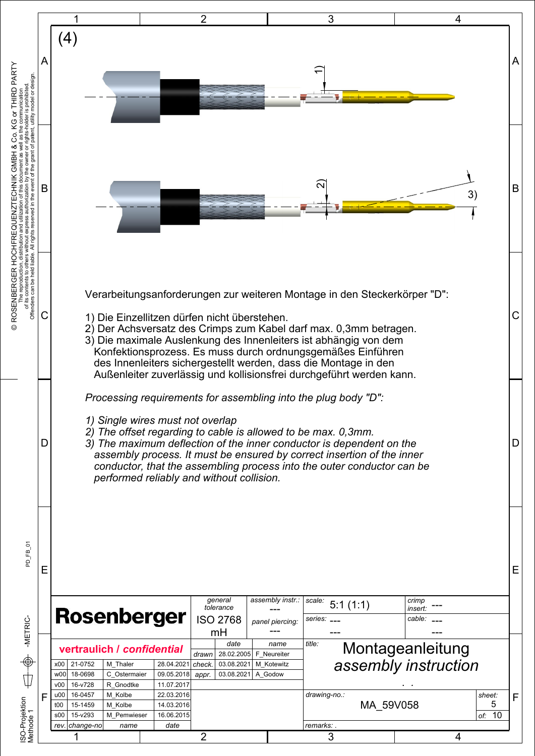(4)

1)

2)

3)

Verarbeitungsanforderungen zur weiteren Montage in den Steckerkörper "D":

1) Die Einzellitzen dürfen nicht überstehen.
2) Der Achsversatz des Crimps zum Kabel darf max. 0,3mm betragen.
3) Die maximale Auslenkung des Innenleiters ist abhängig von dem Konfektionsprozess. Es muss durch ordnungsgemäßes Einführen des Innenleiters sichergestellt werden, dass die Montage in den Außenleiter zuverlässig und kollisionsfrei durchgeführt werden kann.

*Processing requirements for assembling into the plug body "D":*

*1) Single wires must not overlap*
*2) The offset regarding to cable is allowed to be max. 0,3mm.*
*3) The maximum deflection of the inner conductor is dependent on the assembly process. It must be ensured by correct insertion of the inner conductor, that the assembling process into the outer conductor can be performed reliably and without collision.*

| Rosenberger | general tolerance: --- ISO 2768 mH | assembly instr.: --- panel piercing: --- | scale: 5:1 (1:1) | crimp insert: --- |
|---|---|---|---|---|
| | | | series: --- --- | cable: --- --- |

**vertraulich / *confidential***

| rev. | change-no | name | date |
|---|---|---|---|
| x00 | 21-0752 | M_Thaler | 28.04.2021 |
| w00 | 18-0698 | C_Ostermaier | 09.05.2018 |
| v00 | 16-v728 | R_Gnodtke | 11.07.2017 |
| u00 | 16-0457 | M_Kolbe | 22.03.2016 |
| t00 | 15-1459 | M_Kolbe | 14.03.2016 |
| s00 | 15-v293 | M_Pemwieser | 16.06.2015 |

| | date | name |
|---|---|---|
| drawn | 28.02.2005 | F_Neureiter |
| check. | 03.08.2021 | M_Kotewitz |
| appr. | 03.08.2021 | A_Godow |

title: Montageanleitung *assembly instruction*

drawing-no.: MA_59V058

sheet: 5 of: 10

remarks: .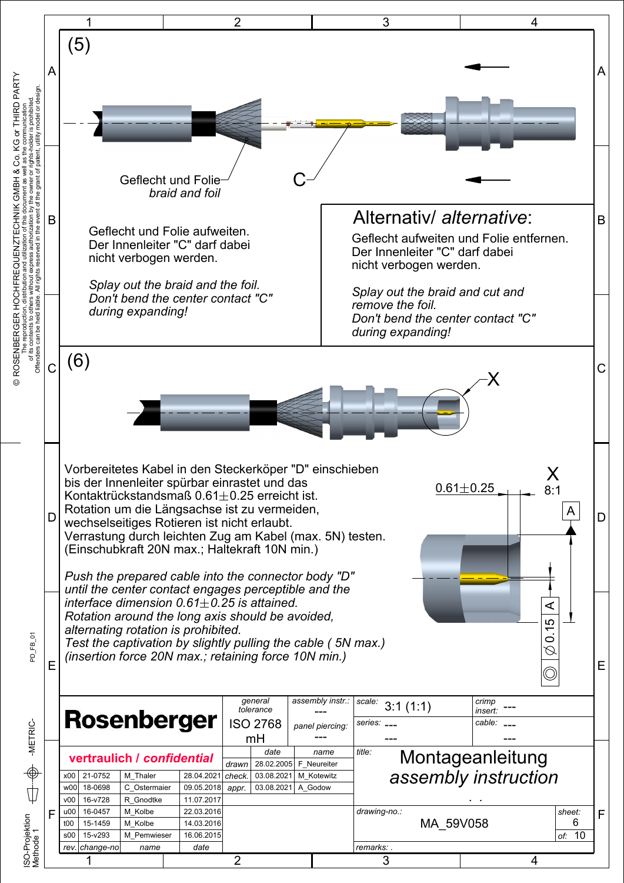## (5)

Geflecht und Folie
*braid and foil*

C

Geflecht und Folie aufweiten.
Der Innenleiter "C" darf dabei nicht verbogen werden.

*Splay out the braid and the foil.*
*Don't bend the center contact "C" during expanding!*

### Alternativ/ *alternative*:

Geflecht aufweiten und Folie entfernen.
Der Innenleiter "C" darf dabei nicht verbogen werden.

*Splay out the braid and cut and remove the foil.*
*Don't bend the center contact "C" during expanding!*

## (6)

X

Vorbereitetes Kabel in den Steckerköper "D" einschieben bis der Innenleiter spürbar einrastet und das Kontaktrückstandsmaß 0.61±0.25 erreicht ist.
Rotation um die Längsachse ist zu vermeiden, wechselseitiges Rotieren ist nicht erlaubt.
Verrastung durch leichten Zug am Kabel (max. 5N) testen.
(Einschubkraft 20N max.; Haltekraft 10N min.)

*Push the prepared cable into the connector body "D" until the center contact engages perceptible and the interface dimension 0.61±0.25 is attained.*
*Rotation around the long axis should be avoided, alternating rotation is prohibited.*
*Test the captivation by slightly pulling the cable ( 5N max.)*
*(insertion force 20N max.; retaining force 10N min.)*

X 8:1

0.61±0.25

A

◎ ⌀0.15 A

© ROSENBERGER HOCHFREQUENZTECHNIK GMBH & Co. KG or THIRD PARTY
The reproduction, distribution and utilization of this document as well as the communication of its contents to others without express authorization by the owner or rights-holder is prohibited. Offenders can be held liable. All rights reserved in the event of the grant of patent, utility model or design.

**Rosenberger**

**vertraulich / *confidential***

| general tolerance | assembly instr.: | scale: | crimp insert: |
|---|---|---|---|
| ISO 2768 mH | --- | 3:1 (1:1) | --- |
| | panel piercing: --- | series: --- | cable: --- |

| | date | name |
|---|---|---|
| drawn | 28.02.2005 | F_Neureiter |
| check. | 03.08.2021 | M_Kotewitz |
| appr. | 03.08.2021 | A_Godow |

| rev. | change-no | name | date |
|---|---|---|---|
| x00 | 21-0752 | M_Thaler | 28.04.2021 |
| w00 | 18-0698 | C_Ostermaier | 09.05.2018 |
| v00 | 16-v728 | R_Gnodtke | 11.07.2017 |
| u00 | 16-0457 | M_Kolbe | 22.03.2016 |
| t00 | 15-1459 | M_Kolbe | 14.03.2016 |
| s00 | 15-v293 | M_Pemwieser | 16.06.2015 |

title: Montageanleitung
*assembly instruction*

drawing-no.: MA_59V058

sheet: 6 of: 10

remarks: .

PD_FB_01

-METRIC-

ISO-Projektion Methode 1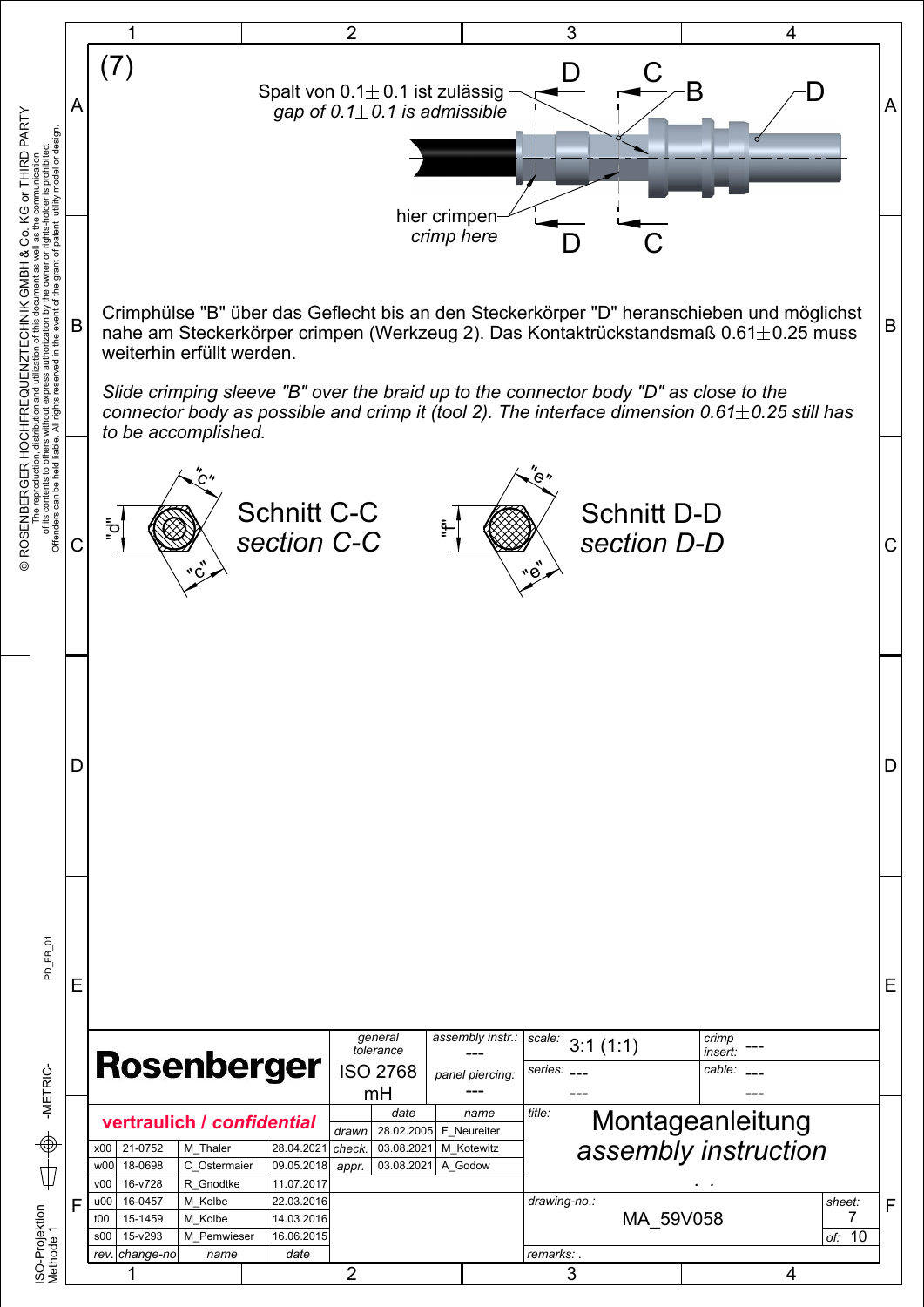(7)

Spalt von 0.1± 0.1 ist zulässig
*gap of 0.1± 0.1 is admissible*

hier crimpen
*crimp here*

D C B D

Crimphülse "B" über das Geflecht bis an den Steckerkörper "D" heranschieben und möglichst nahe am Steckerkörper crimpen (Werkzeug 2). Das Kontaktrückstandsmaß 0.61±0.25 muss weiterhin erfüllt werden.

*Slide crimping sleeve "B" over the braid up to the connector body "D" as close to the connector body as possible and crimp it (tool 2). The interface dimension 0.61±0.25 still has to be accomplished.*

"c" "d" "c"

Schnitt C-C
*section C-C*

"e" "f" "e"

Schnitt D-D
*section D-D*

| Rosenberger | general tolerance ISO 2768 mH | assembly instr.: --- | scale: 3:1 (1:1) | crimp insert: --- |
|---|---|---|---|---|
| | | panel piercing: --- | series: --- | cable: --- |

**vertraulich / *confidential***

| | date | name |
|---|---|---|
| drawn | 28.02.2005 | F_Neureiter |
| check. | 03.08.2021 | M_Kotewitz |
| appr. | 03.08.2021 | A_Godow |

| rev. | change-no | name | date |
|---|---|---|---|
| x00 | 21-0752 | M_Thaler | 28.04.2021 |
| w00 | 18-0698 | C_Ostermaier | 09.05.2018 |
| v00 | 16-v728 | R_Gnodtke | 11.07.2017 |
| u00 | 16-0457 | M_Kolbe | 22.03.2016 |
| t00 | 15-1459 | M_Kolbe | 14.03.2016 |
| s00 | 15-v293 | M_Pemwieser | 16.06.2015 |

title: Montageanleitung / *assembly instruction*

drawing-no.: MA_59V058

sheet: 7 of: 10

remarks: .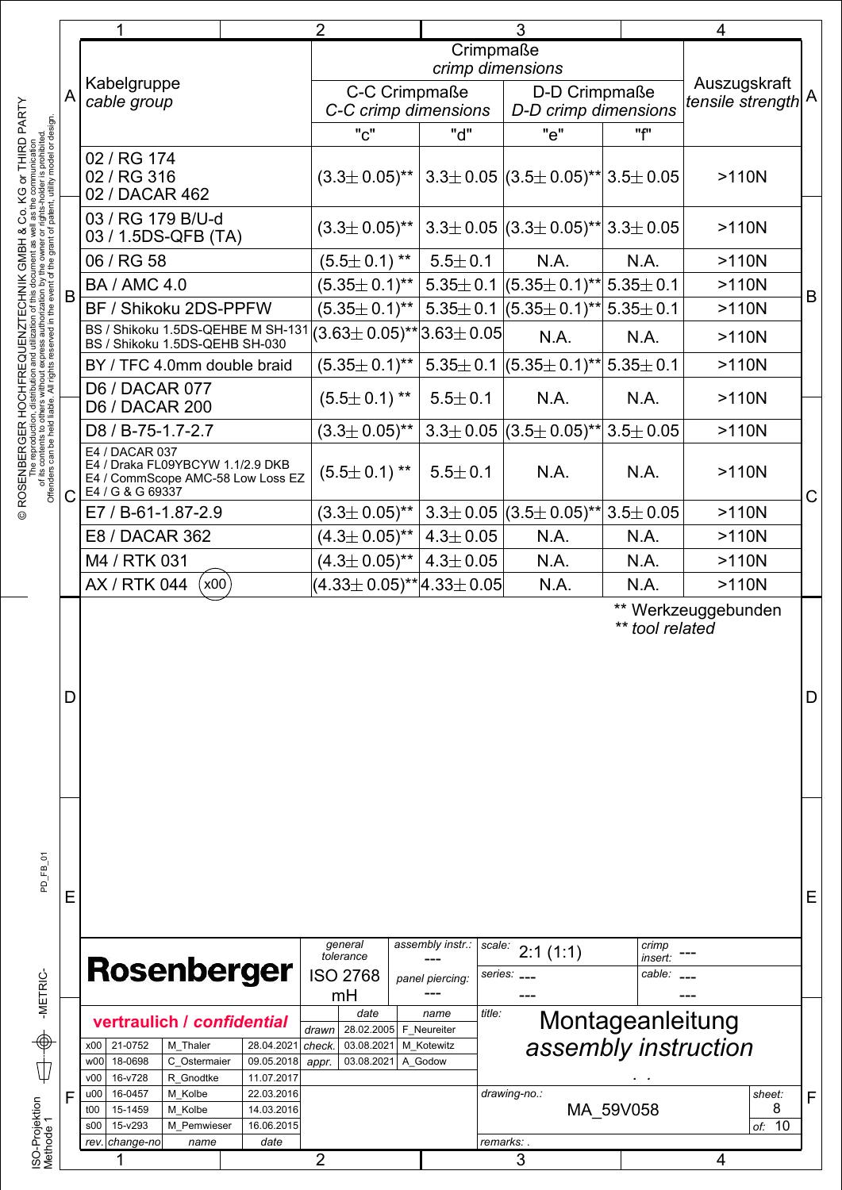| Kabelgruppe *cable group* | Crimpmaße *crimp dimensions* | | | | Auszugskraft *tensile strength* |
|---|---|---|---|---|---|
| | C-C Crimpmaße *C-C crimp dimensions* | | D-D Crimpmaße *D-D crimp dimensions* | | |
| | "c" | "d" | "e" | "f" | |
| 02 / RG 174<br>02 / RG 316<br>02 / DACAR 462 | (3.3± 0.05)** | 3.3± 0.05 | (3.5± 0.05)** | 3.5± 0.05 | >110N |
| 03 / RG 179 B/U-d<br>03 / 1.5DS-QFB (TA) | (3.3± 0.05)** | 3.3± 0.05 | (3.3± 0.05)** | 3.3± 0.05 | >110N |
| 06 / RG 58 | (5.5± 0.1) ** | 5.5± 0.1 | N.A. | N.A. | >110N |
| BA / AMC 4.0 | (5.35± 0.1)** | 5.35± 0.1 | (5.35± 0.1)** | 5.35± 0.1 | >110N |
| BF / Shikoku 2DS-PPFW | (5.35± 0.1)** | 5.35± 0.1 | (5.35± 0.1)** | 5.35± 0.1 | >110N |
| BS / Shikoku 1.5DS-QEHBE M SH-131<br>BS / Shikoku 1.5DS-QEHB SH-030 | (3.63± 0.05)** | 3.63± 0.05 | N.A. | N.A. | >110N |
| BY / TFC 4.0mm double braid | (5.35± 0.1)** | 5.35± 0.1 | (5.35± 0.1)** | 5.35± 0.1 | >110N |
| D6 / DACAR 077<br>D6 / DACAR 200 | (5.5± 0.1) ** | 5.5± 0.1 | N.A. | N.A. | >110N |
| D8 / B-75-1.7-2.7 | (3.3± 0.05)** | 3.3± 0.05 | (3.5± 0.05)** | 3.5± 0.05 | >110N |
| E4 / DACAR 037<br>E4 / Draka FL09YBCYW 1.1/2.9 DKB<br>E4 / CommScope AMC-58 Low Loss EZ<br>E4 / G & G 69337 | (5.5± 0.1) ** | 5.5± 0.1 | N.A. | N.A. | >110N |
| E7 / B-61-1.87-2.9 | (3.3± 0.05)** | 3.3± 0.05 | (3.5± 0.05)** | 3.5± 0.05 | >110N |
| E8 / DACAR 362 | (4.3± 0.05)** | 4.3± 0.05 | N.A. | N.A. | >110N |
| M4 / RTK 031 | (4.3± 0.05)** | 4.3± 0.05 | N.A. | N.A. | >110N |
| AX / RTK 044 (x00) | (4.33± 0.05)** | 4.33± 0.05 | N.A. | N.A. | >110N |

** Werkzeuggebunden
*** tool related*

**Rosenberger**

**vertraulich / *confidential***

| general tolerance | assembly instr.: --- | scale: 2:1 (1:1) | crimp insert: --- |
|---|---|---|---|
| ISO 2768 mH | panel piercing: --- | series: --- | cable: --- |

| | date | name |
|---|---|---|
| drawn | 28.02.2005 | F_Neureiter |
| check. | 03.08.2021 | M_Kotewitz |
| appr. | 03.08.2021 | A_Godow |

| rev. | change-no | name | date |
|---|---|---|---|
| x00 | 21-0752 | M_Thaler | 28.04.2021 |
| w00 | 18-0698 | C_Ostermaier | 09.05.2018 |
| v00 | 16-v728 | R_Gnodtke | 11.07.2017 |
| u00 | 16-0457 | M_Kolbe | 22.03.2016 |
| t00 | 15-1459 | M_Kolbe | 14.03.2016 |
| s00 | 15-v293 | M_Pemwieser | 16.06.2015 |

title: Montageanleitung *assembly instruction*

drawing-no.: MA_59V058

sheet: 8 of: 10

remarks: .

© ROSENBERGER HOCHFREQUENZTECHNIK GMBH & Co. KG or THIRD PARTY
The reproduction, distribution and utilization of this document as well as the communication of its contents to others without express authorization by the owner or rights-holder is prohibited. Offenders can be held liable. All rights reserved in the event of the grant of patent, utility model or design.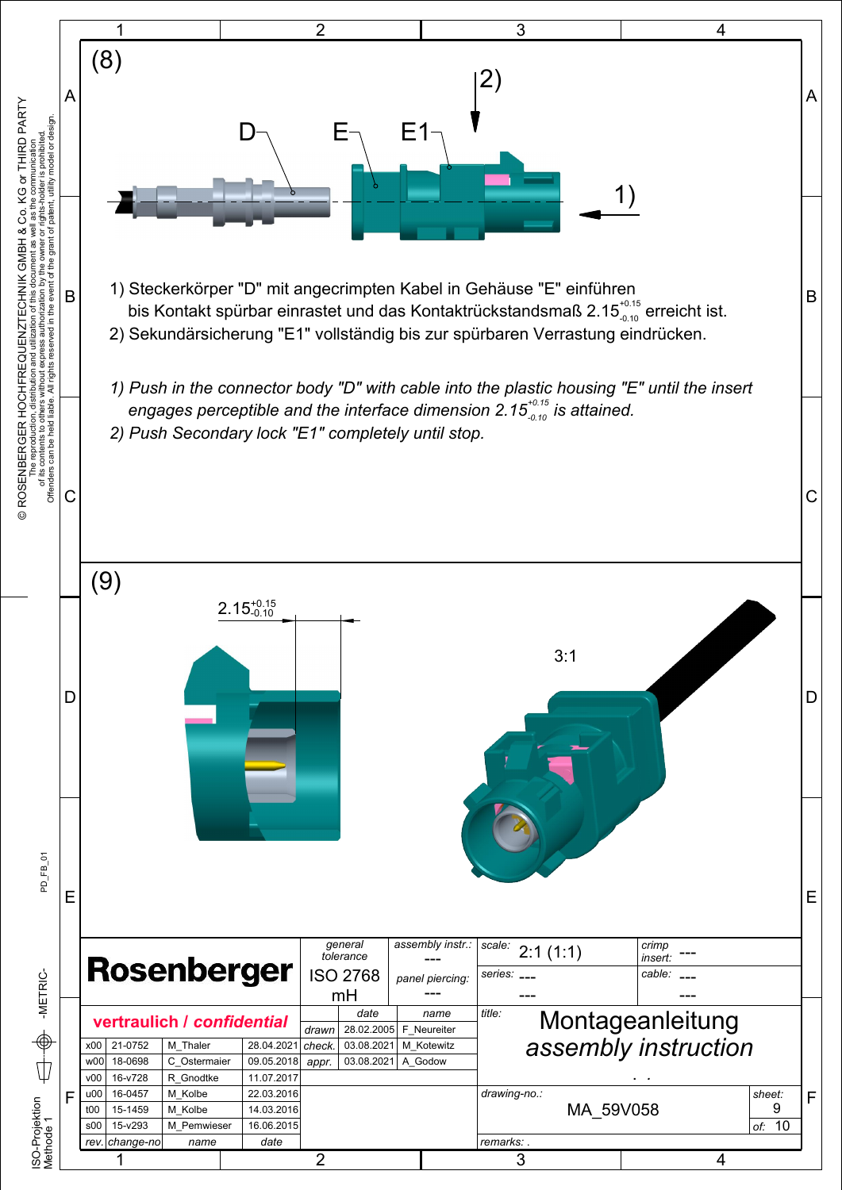## (8)

D E E1 2) 1)

1) Steckerkörper "D" mit angecrimpten Kabel in Gehäuse "E" einführen bis Kontakt spürbar einrastet und das Kontaktrückstandsmaß $2.15^{+0.15}_{-0.10}$ erreicht ist.
2) Sekundärsicherung "E1" vollständig bis zur spürbaren Verrastung eindrücken.

*1) Push in the connector body "D" with cable into the plastic housing "E" until the insert engages perceptible and the interface dimension $2.15^{+0.15}_{-0.10}$ is attained.*
*2) Push Secondary lock "E1" completely until stop.*

## (9)

$2.15^{+0.15}_{-0.10}$

3:1

| **Rosenberger** | | | | general tolerance | | assembly instr.: --- | scale: 2:1 (1:1) | crimp insert: --- |
|---|---|---|---|---|---|---|---|---|
| | | | | ISO 2768 mH | | panel piercing: --- | series: --- | cable: --- |
| **vertraulich / *confidential*** | | | | | date | name | title: Montageanleitung *assembly instruction* | |
| x00 | 21-0752 | M_Thaler | 28.04.2021 | drawn | 28.02.2005 | F_Neureiter | | |
| w00 | 18-0698 | C_Ostermaier | 09.05.2018 | check. | 03.08.2021 | M_Kotewitz | | |
| v00 | 16-v728 | R_Gnodtke | 11.07.2017 | appr. | 03.08.2021 | A_Godow | | |
| u00 | 16-0457 | M_Kolbe | 22.03.2016 | | | | drawing-no.: MA_59V058 | sheet: 9 of: 10 |
| t00 | 15-1459 | M_Kolbe | 14.03.2016 | | | | | |
| s00 | 15-v293 | M_Pemwieser | 16.06.2015 | | | | | |
| rev. | change-no | name | date | | | | remarks: . | |

© ROSENBERGER HOCHFREQUENZTECHNIK GMBH & Co. KG or THIRD PARTY
The reproduction, distribution and utilization of this document as well as the communication of its contents to others without express authorization by the owner or rights-holder is prohibited. Offenders can be held liable. All rights reserved in the event of the grant of patent, utility model or design.

PD_FB_01 -METRIC- ISO-Projektion Methode 1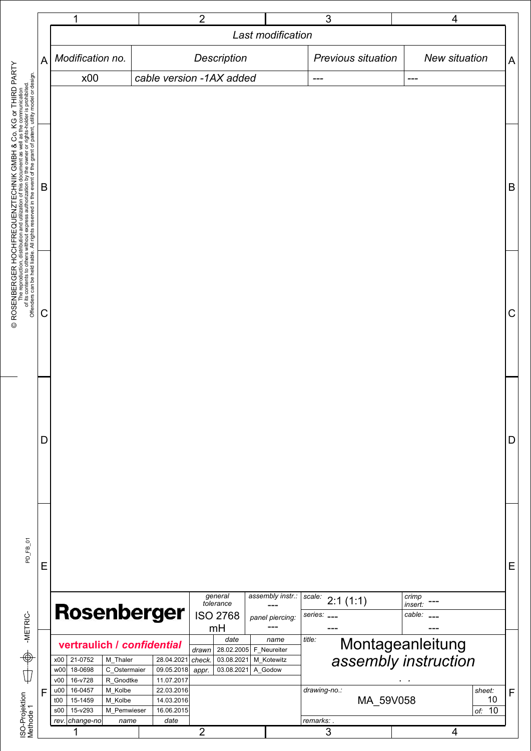## Last modification

| Modification no. | Description | Previous situation | New situation |
| --- | --- | --- | --- |
| x00 | cable version -1AX added | --- | --- |

© ROSENBERGER HOCHFREQUENZTECHNIK GMBH & Co. KG or THIRD PARTY
The reproduction, distribution and utilization of this document as well as the communication of its contents to others without express authorization by the owner or rights-holder is prohibited. Offenders can be held liable. All rights reserved in the event of the grant of patent, utility model or design.

**Rosenberger**

**vertraulich / *confidential***

| rev. | change-no | name | date |
| --- | --- | --- | --- |
| x00 | 21-0752 | M_Thaler | 28.04.2021 |
| w00 | 18-0698 | C_Ostermaier | 09.05.2018 |
| v00 | 16-v728 | R_Gnodtke | 11.07.2017 |
| u00 | 16-0457 | M_Kolbe | 22.03.2016 |
| t00 | 15-1459 | M_Kolbe | 14.03.2016 |
| s00 | 15-v293 | M_Pemwieser | 16.06.2015 |

general tolerance: ISO 2768 mH

assembly instr.: ---

panel piercing: ---

| | date | name |
| --- | --- | --- |
| drawn | 28.02.2005 | F_Neureiter |
| check. | 03.08.2021 | M_Kotewitz |
| appr. | 03.08.2021 | A_Godow |

scale: 2:1 (1:1)

crimp insert: ---

series: ---
---

cable: ---
---

title: Montageanleitung
*assembly instruction*

drawing-no.: MA_59V058

sheet: 10 of: 10

remarks: .

PD_FB_01

-METRIC-

ISO-Projektion Methode 1